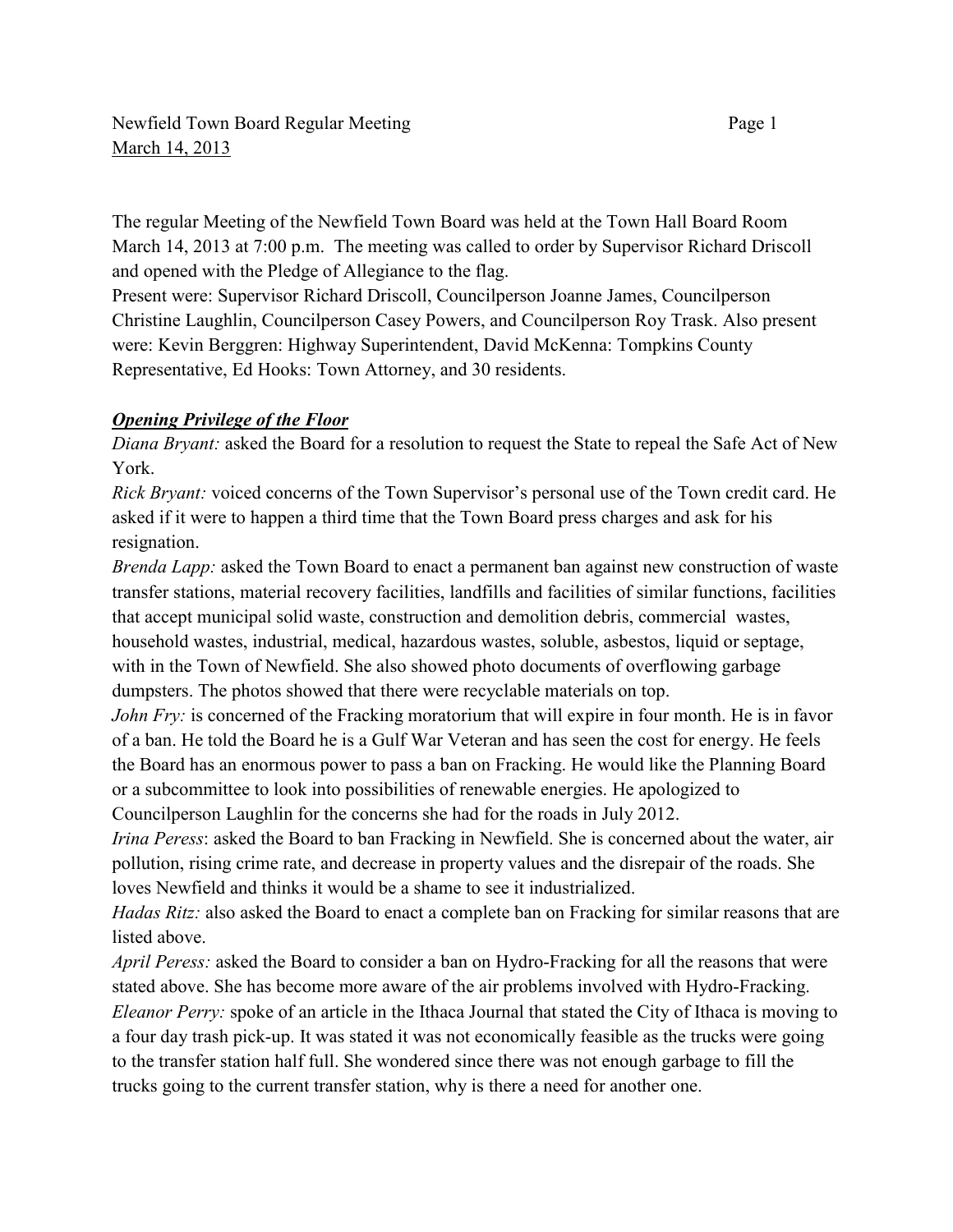Newfield Town Board Regular Meeting
March 14, 2013

The regular Meeting of the Newfield Town Board was held at the Town Hall Board Room March 14, 2013 at 7:00 p.m. The meeting was called to order by Supervisor Richard Driscoll and opened with the Pledge of Allegiance to the flag.
Present were: Supervisor Richard Driscoll, Councilperson Joanne James, Councilperson Christine Laughlin, Councilperson Casey Powers, and Councilperson Roy Trask. Also present were: Kevin Berggren: Highway Superintendent, David McKenna: Tompkins County Representative, Ed Hooks: Town Attorney, and 30 residents.

***Opening Privilege of the Floor***

*Diana Bryant:* asked the Board for a resolution to request the State to repeal the Safe Act of New York.

*Rick Bryant:* voiced concerns of the Town Supervisor's personal use of the Town credit card. He asked if it were to happen a third time that the Town Board press charges and ask for his resignation.

*Brenda Lapp:* asked the Town Board to enact a permanent ban against new construction of waste transfer stations, material recovery facilities, landfills and facilities of similar functions, facilities that accept municipal solid waste, construction and demolition debris, commercial wastes, household wastes, industrial, medical, hazardous wastes, soluble, asbestos, liquid or septage, with in the Town of Newfield. She also showed photo documents of overflowing garbage dumpsters. The photos showed that there were recyclable materials on top.

*John Fry:* is concerned of the Fracking moratorium that will expire in four month. He is in favor of a ban. He told the Board he is a Gulf War Veteran and has seen the cost for energy. He feels the Board has an enormous power to pass a ban on Fracking. He would like the Planning Board or a subcommittee to look into possibilities of renewable energies. He apologized to Councilperson Laughlin for the concerns she had for the roads in July 2012.

*Irina Peress*: asked the Board to ban Fracking in Newfield. She is concerned about the water, air pollution, rising crime rate, and decrease in property values and the disrepair of the roads. She loves Newfield and thinks it would be a shame to see it industrialized.

*Hadas Ritz:* also asked the Board to enact a complete ban on Fracking for similar reasons that are listed above.

*April Peress:* asked the Board to consider a ban on Hydro-Fracking for all the reasons that were stated above. She has become more aware of the air problems involved with Hydro-Fracking.

*Eleanor Perry:* spoke of an article in the Ithaca Journal that stated the City of Ithaca is moving to a four day trash pick-up. It was stated it was not economically feasible as the trucks were going to the transfer station half full. She wondered since there was not enough garbage to fill the trucks going to the current transfer station, why is there a need for another one.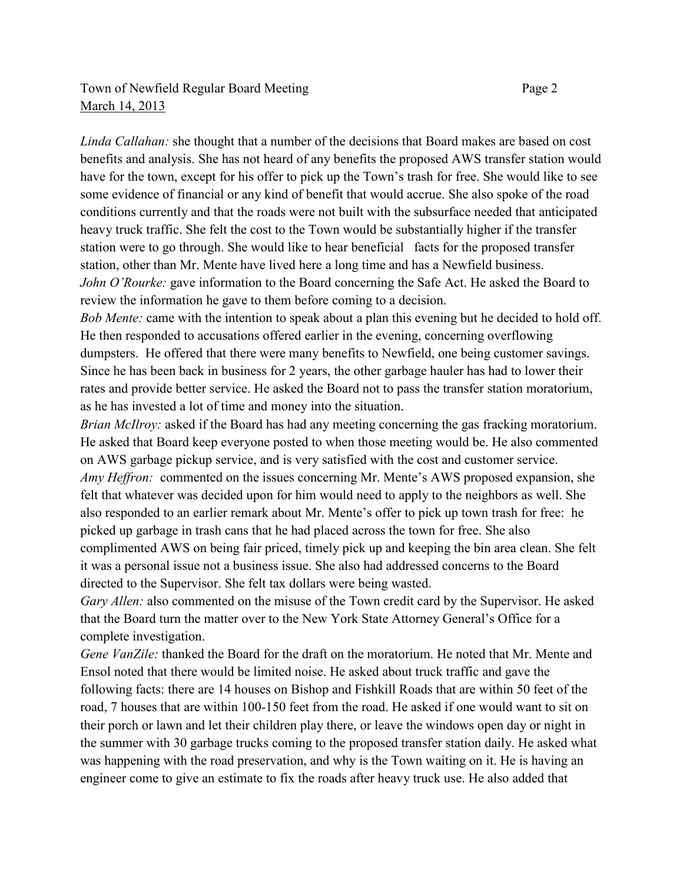*Linda Callahan:* she thought that a number of the decisions that Board makes are based on cost benefits and analysis. She has not heard of any benefits the proposed AWS transfer station would have for the town, except for his offer to pick up the Town's trash for free. She would like to see some evidence of financial or any kind of benefit that would accrue. She also spoke of the road conditions currently and that the roads were not built with the subsurface needed that anticipated heavy truck traffic. She felt the cost to the Town would be substantially higher if the transfer station were to go through. She would like to hear beneficial facts for the proposed transfer station, other than Mr. Mente have lived here a long time and has a Newfield business.

*John O'Rourke:* gave information to the Board concerning the Safe Act. He asked the Board to review the information he gave to them before coming to a decision.

*Bob Mente:* came with the intention to speak about a plan this evening but he decided to hold off. He then responded to accusations offered earlier in the evening, concerning overflowing dumpsters. He offered that there were many benefits to Newfield, one being customer savings. Since he has been back in business for 2 years, the other garbage hauler has had to lower their rates and provide better service. He asked the Board not to pass the transfer station moratorium, as he has invested a lot of time and money into the situation.

*Brian McIlroy:* asked if the Board has had any meeting concerning the gas fracking moratorium. He asked that Board keep everyone posted to when those meeting would be. He also commented on AWS garbage pickup service, and is very satisfied with the cost and customer service.

*Amy Heffron:* commented on the issues concerning Mr. Mente's AWS proposed expansion, she felt that whatever was decided upon for him would need to apply to the neighbors as well. She also responded to an earlier remark about Mr. Mente's offer to pick up town trash for free: he picked up garbage in trash cans that he had placed across the town for free. She also complimented AWS on being fair priced, timely pick up and keeping the bin area clean. She felt it was a personal issue not a business issue. She also had addressed concerns to the Board directed to the Supervisor. She felt tax dollars were being wasted.

*Gary Allen:* also commented on the misuse of the Town credit card by the Supervisor. He asked that the Board turn the matter over to the New York State Attorney General's Office for a complete investigation.

*Gene VanZile:* thanked the Board for the draft on the moratorium. He noted that Mr. Mente and Ensol noted that there would be limited noise. He asked about truck traffic and gave the following facts: there are 14 houses on Bishop and Fishkill Roads that are within 50 feet of the road, 7 houses that are within 100-150 feet from the road. He asked if one would want to sit on their porch or lawn and let their children play there, or leave the windows open day or night in the summer with 30 garbage trucks coming to the proposed transfer station daily. He asked what was happening with the road preservation, and why is the Town waiting on it. He is having an engineer come to give an estimate to fix the roads after heavy truck use. He also added that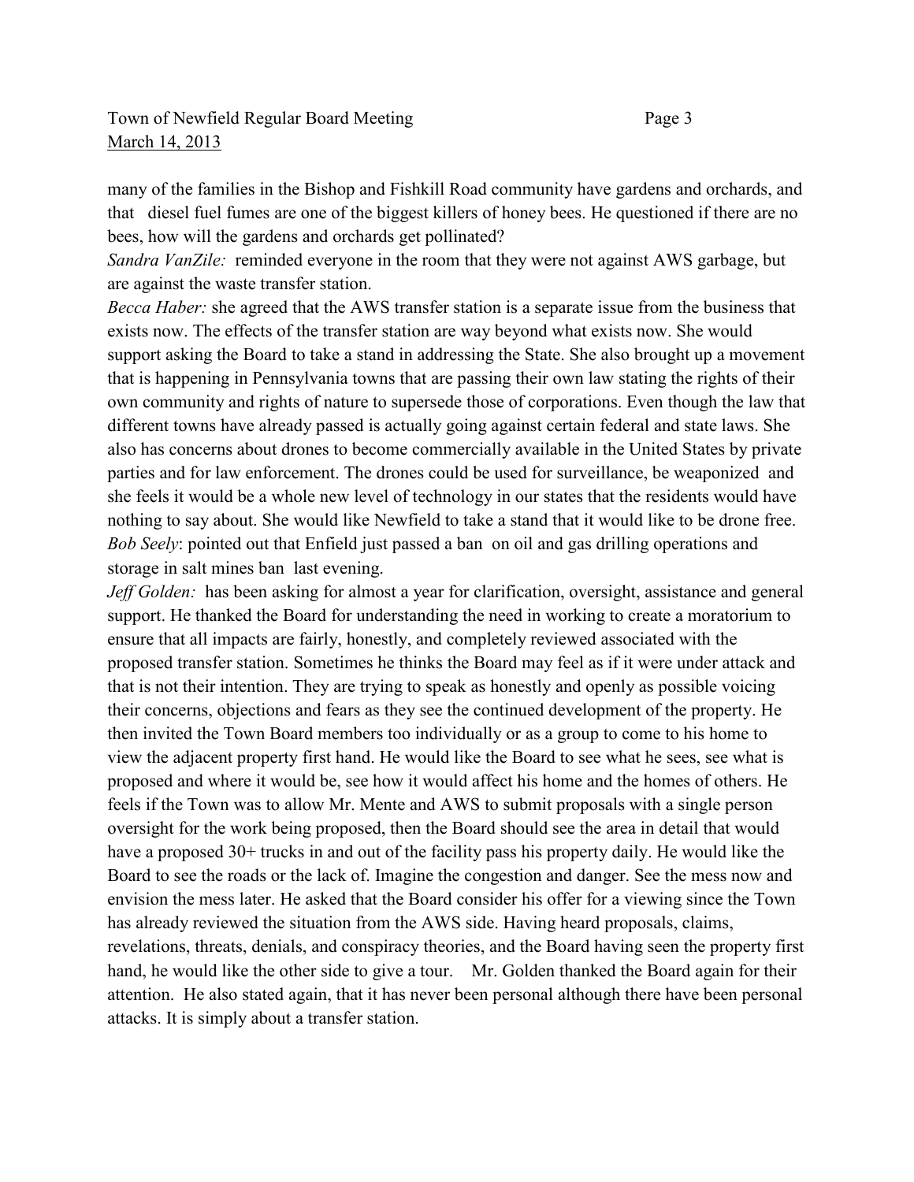many of the families in the Bishop and Fishkill Road community have gardens and orchards, and that diesel fuel fumes are one of the biggest killers of honey bees. He questioned if there are no bees, how will the gardens and orchards get pollinated?

*Sandra VanZile:* reminded everyone in the room that they were not against AWS garbage, but are against the waste transfer station.

*Becca Haber:* she agreed that the AWS transfer station is a separate issue from the business that exists now. The effects of the transfer station are way beyond what exists now. She would support asking the Board to take a stand in addressing the State. She also brought up a movement that is happening in Pennsylvania towns that are passing their own law stating the rights of their own community and rights of nature to supersede those of corporations. Even though the law that different towns have already passed is actually going against certain federal and state laws. She also has concerns about drones to become commercially available in the United States by private parties and for law enforcement. The drones could be used for surveillance, be weaponized and she feels it would be a whole new level of technology in our states that the residents would have nothing to say about. She would like Newfield to take a stand that it would like to be drone free.

*Bob Seely*: pointed out that Enfield just passed a ban on oil and gas drilling operations and storage in salt mines ban last evening.

*Jeff Golden:* has been asking for almost a year for clarification, oversight, assistance and general support. He thanked the Board for understanding the need in working to create a moratorium to ensure that all impacts are fairly, honestly, and completely reviewed associated with the proposed transfer station. Sometimes he thinks the Board may feel as if it were under attack and that is not their intention. They are trying to speak as honestly and openly as possible voicing their concerns, objections and fears as they see the continued development of the property. He then invited the Town Board members too individually or as a group to come to his home to view the adjacent property first hand. He would like the Board to see what he sees, see what is proposed and where it would be, see how it would affect his home and the homes of others. He feels if the Town was to allow Mr. Mente and AWS to submit proposals with a single person oversight for the work being proposed, then the Board should see the area in detail that would have a proposed 30+ trucks in and out of the facility pass his property daily. He would like the Board to see the roads or the lack of. Imagine the congestion and danger. See the mess now and envision the mess later. He asked that the Board consider his offer for a viewing since the Town has already reviewed the situation from the AWS side. Having heard proposals, claims, revelations, threats, denials, and conspiracy theories, and the Board having seen the property first hand, he would like the other side to give a tour. Mr. Golden thanked the Board again for their attention. He also stated again, that it has never been personal although there have been personal attacks. It is simply about a transfer station.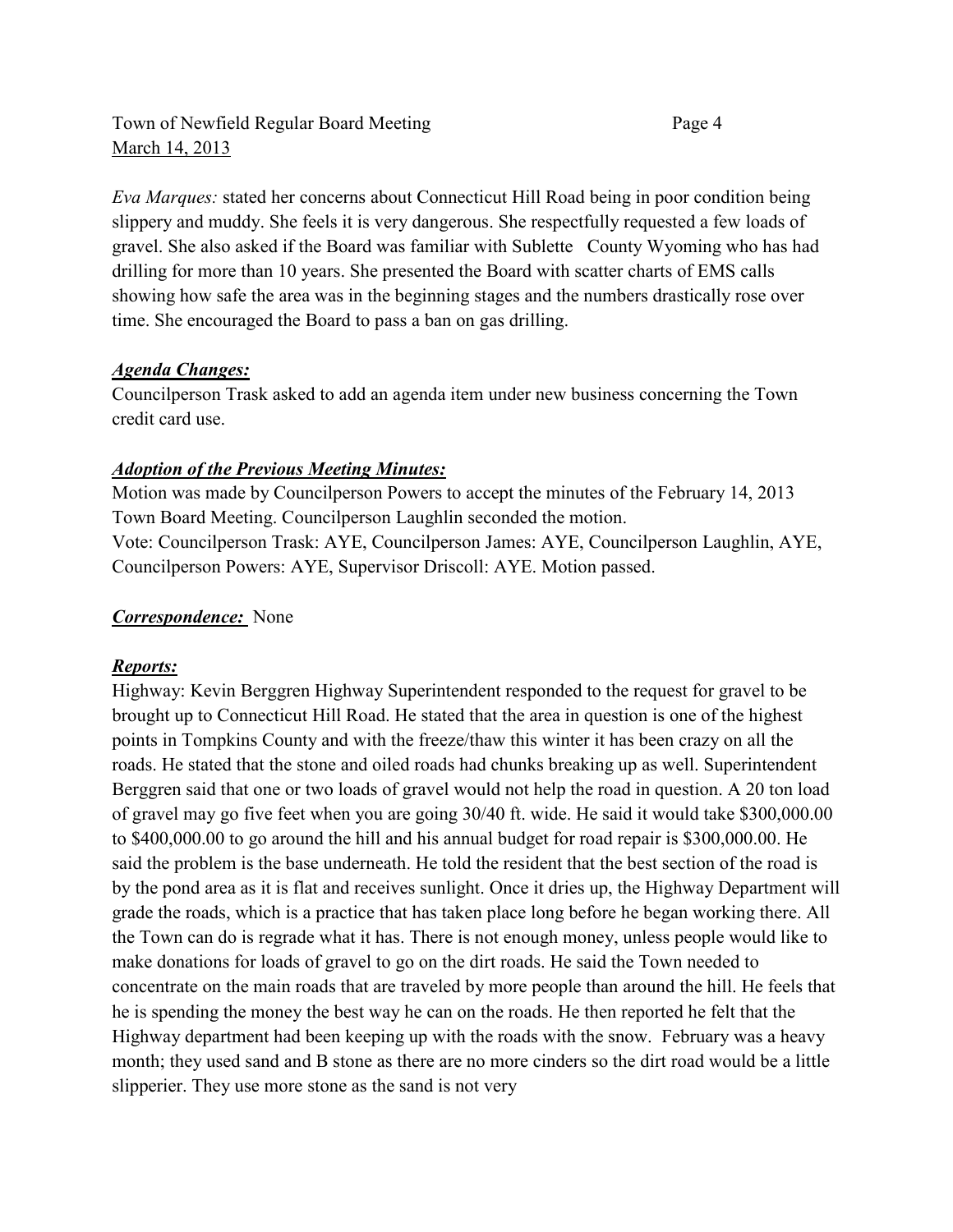*Eva Marques:* stated her concerns about Connecticut Hill Road being in poor condition being slippery and muddy. She feels it is very dangerous. She respectfully requested a few loads of gravel. She also asked if the Board was familiar with Sublette County Wyoming who has had drilling for more than 10 years. She presented the Board with scatter charts of EMS calls showing how safe the area was in the beginning stages and the numbers drastically rose over time. She encouraged the Board to pass a ban on gas drilling.

***Agenda Changes:***

Councilperson Trask asked to add an agenda item under new business concerning the Town credit card use.

***Adoption of the Previous Meeting Minutes:***

Motion was made by Councilperson Powers to accept the minutes of the February 14, 2013 Town Board Meeting. Councilperson Laughlin seconded the motion.
Vote: Councilperson Trask: AYE, Councilperson James: AYE, Councilperson Laughlin, AYE, Councilperson Powers: AYE, Supervisor Driscoll: AYE. Motion passed.

***Correspondence:*** None

***Reports:***

Highway: Kevin Berggren Highway Superintendent responded to the request for gravel to be brought up to Connecticut Hill Road. He stated that the area in question is one of the highest points in Tompkins County and with the freeze/thaw this winter it has been crazy on all the roads. He stated that the stone and oiled roads had chunks breaking up as well. Superintendent Berggren said that one or two loads of gravel would not help the road in question. A 20 ton load of gravel may go five feet when you are going 30/40 ft. wide. He said it would take $300,000.00 to $400,000.00 to go around the hill and his annual budget for road repair is $300,000.00. He said the problem is the base underneath. He told the resident that the best section of the road is by the pond area as it is flat and receives sunlight. Once it dries up, the Highway Department will grade the roads, which is a practice that has taken place long before he began working there. All the Town can do is regrade what it has. There is not enough money, unless people would like to make donations for loads of gravel to go on the dirt roads. He said the Town needed to concentrate on the main roads that are traveled by more people than around the hill. He feels that he is spending the money the best way he can on the roads. He then reported he felt that the Highway department had been keeping up with the roads with the snow. February was a heavy month; they used sand and B stone as there are no more cinders so the dirt road would be a little slipperier. They use more stone as the sand is not very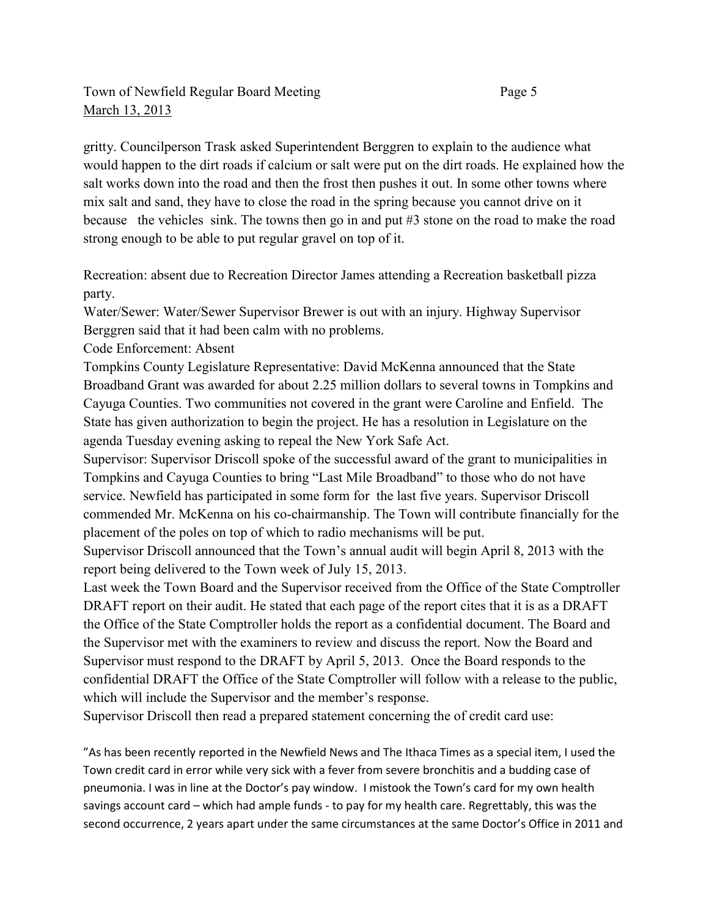gritty. Councilperson Trask asked Superintendent Berggren to explain to the audience what would happen to the dirt roads if calcium or salt were put on the dirt roads. He explained how the salt works down into the road and then the frost then pushes it out. In some other towns where mix salt and sand, they have to close the road in the spring because you cannot drive on it because the vehicles sink. The towns then go in and put #3 stone on the road to make the road strong enough to be able to put regular gravel on top of it.

Recreation: absent due to Recreation Director James attending a Recreation basketball pizza party.

Water/Sewer: Water/Sewer Supervisor Brewer is out with an injury. Highway Supervisor Berggren said that it had been calm with no problems.

Code Enforcement: Absent

Tompkins County Legislature Representative: David McKenna announced that the State Broadband Grant was awarded for about 2.25 million dollars to several towns in Tompkins and Cayuga Counties. Two communities not covered in the grant were Caroline and Enfield. The State has given authorization to begin the project. He has a resolution in Legislature on the agenda Tuesday evening asking to repeal the New York Safe Act.

Supervisor: Supervisor Driscoll spoke of the successful award of the grant to municipalities in Tompkins and Cayuga Counties to bring "Last Mile Broadband" to those who do not have service. Newfield has participated in some form for the last five years. Supervisor Driscoll commended Mr. McKenna on his co-chairmanship. The Town will contribute financially for the placement of the poles on top of which to radio mechanisms will be put.

Supervisor Driscoll announced that the Town's annual audit will begin April 8, 2013 with the report being delivered to the Town week of July 15, 2013.

Last week the Town Board and the Supervisor received from the Office of the State Comptroller DRAFT report on their audit. He stated that each page of the report cites that it is as a DRAFT the Office of the State Comptroller holds the report as a confidential document. The Board and the Supervisor met with the examiners to review and discuss the report. Now the Board and Supervisor must respond to the DRAFT by April 5, 2013. Once the Board responds to the confidential DRAFT the Office of the State Comptroller will follow with a release to the public, which will include the Supervisor and the member's response.

Supervisor Driscoll then read a prepared statement concerning the of credit card use:

"As has been recently reported in the Newfield News and The Ithaca Times as a special item, I used the Town credit card in error while very sick with a fever from severe bronchitis and a budding case of pneumonia. I was in line at the Doctor's pay window. I mistook the Town's card for my own health savings account card – which had ample funds - to pay for my health care. Regrettably, this was the second occurrence, 2 years apart under the same circumstances at the same Doctor's Office in 2011 and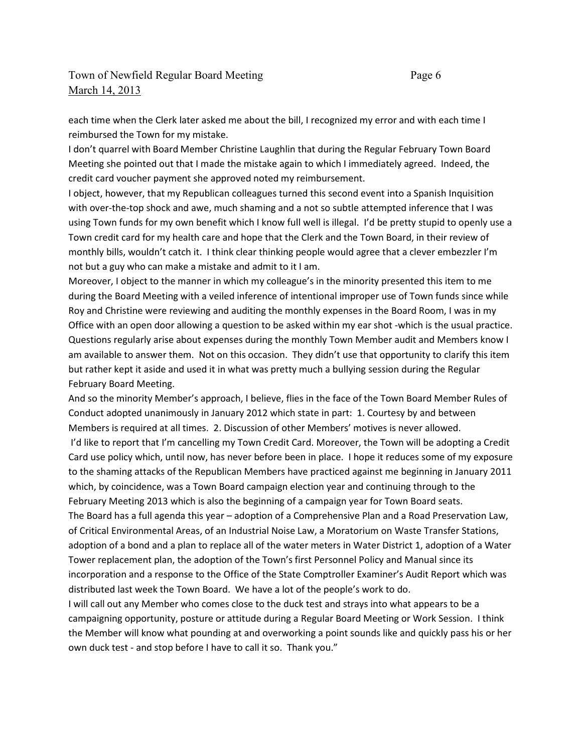each time when the Clerk later asked me about the bill, I recognized my error and with each time I reimbursed the Town for my mistake.

I don't quarrel with Board Member Christine Laughlin that during the Regular February Town Board Meeting she pointed out that I made the mistake again to which I immediately agreed. Indeed, the credit card voucher payment she approved noted my reimbursement.

I object, however, that my Republican colleagues turned this second event into a Spanish Inquisition with over-the-top shock and awe, much shaming and a not so subtle attempted inference that I was using Town funds for my own benefit which I know full well is illegal. I'd be pretty stupid to openly use a Town credit card for my health care and hope that the Clerk and the Town Board, in their review of monthly bills, wouldn't catch it. I think clear thinking people would agree that a clever embezzler I'm not but a guy who can make a mistake and admit to it I am.

Moreover, I object to the manner in which my colleague's in the minority presented this item to me during the Board Meeting with a veiled inference of intentional improper use of Town funds since while Roy and Christine were reviewing and auditing the monthly expenses in the Board Room, I was in my Office with an open door allowing a question to be asked within my ear shot -which is the usual practice. Questions regularly arise about expenses during the monthly Town Member audit and Members know I am available to answer them. Not on this occasion. They didn't use that opportunity to clarify this item but rather kept it aside and used it in what was pretty much a bullying session during the Regular February Board Meeting.

And so the minority Member's approach, I believe, flies in the face of the Town Board Member Rules of Conduct adopted unanimously in January 2012 which state in part: 1. Courtesy by and between Members is required at all times. 2. Discussion of other Members' motives is never allowed.

I'd like to report that I'm cancelling my Town Credit Card. Moreover, the Town will be adopting a Credit Card use policy which, until now, has never before been in place. I hope it reduces some of my exposure to the shaming attacks of the Republican Members have practiced against me beginning in January 2011 which, by coincidence, was a Town Board campaign election year and continuing through to the February Meeting 2013 which is also the beginning of a campaign year for Town Board seats.

The Board has a full agenda this year – adoption of a Comprehensive Plan and a Road Preservation Law, of Critical Environmental Areas, of an Industrial Noise Law, a Moratorium on Waste Transfer Stations, adoption of a bond and a plan to replace all of the water meters in Water District 1, adoption of a Water Tower replacement plan, the adoption of the Town's first Personnel Policy and Manual since its incorporation and a response to the Office of the State Comptroller Examiner's Audit Report which was distributed last week the Town Board. We have a lot of the people's work to do.

I will call out any Member who comes close to the duck test and strays into what appears to be a campaigning opportunity, posture or attitude during a Regular Board Meeting or Work Session. I think the Member will know what pounding at and overworking a point sounds like and quickly pass his or her own duck test - and stop before I have to call it so. Thank you."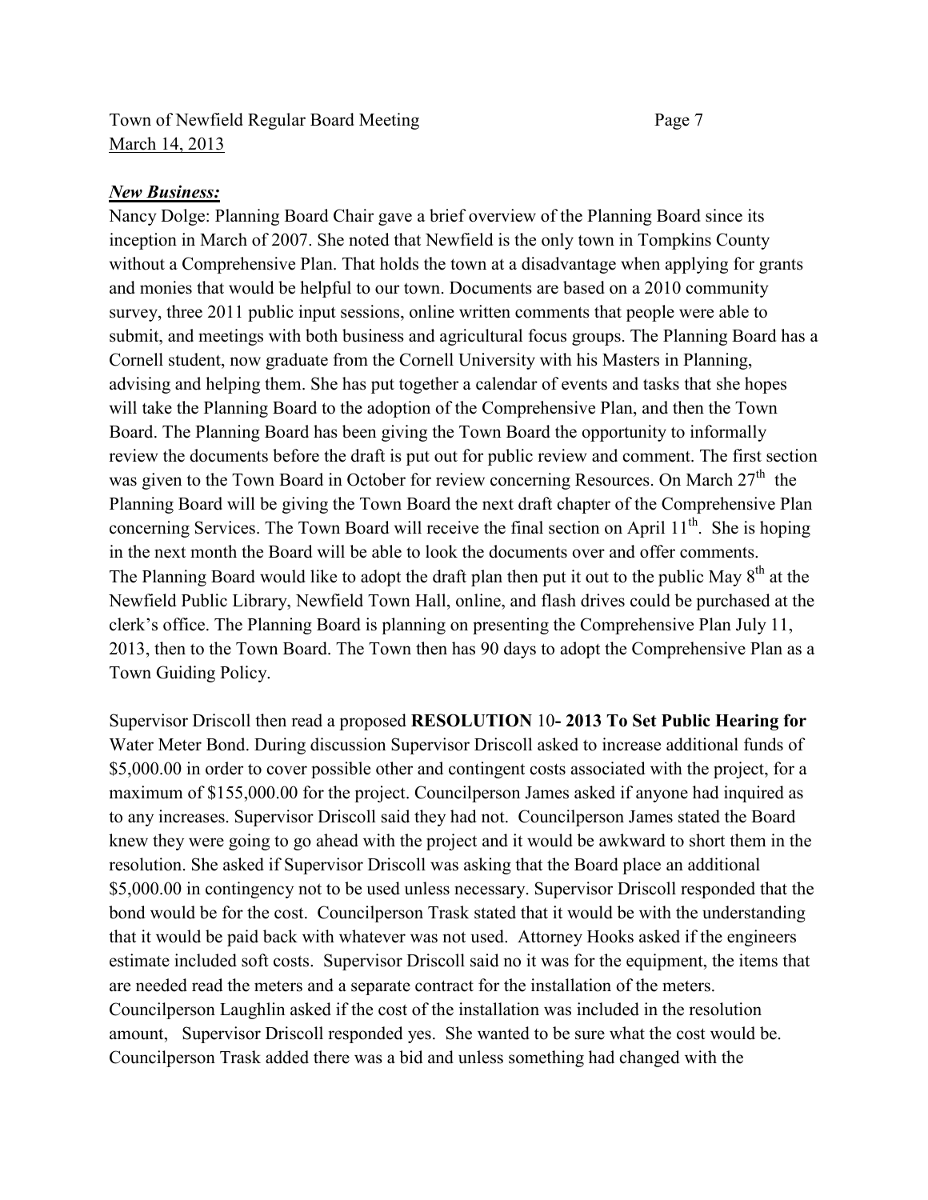***New Business:***

Nancy Dolge: Planning Board Chair gave a brief overview of the Planning Board since its inception in March of 2007. She noted that Newfield is the only town in Tompkins County without a Comprehensive Plan. That holds the town at a disadvantage when applying for grants and monies that would be helpful to our town. Documents are based on a 2010 community survey, three 2011 public input sessions, online written comments that people were able to submit, and meetings with both business and agricultural focus groups. The Planning Board has a Cornell student, now graduate from the Cornell University with his Masters in Planning, advising and helping them. She has put together a calendar of events and tasks that she hopes will take the Planning Board to the adoption of the Comprehensive Plan, and then the Town Board. The Planning Board has been giving the Town Board the opportunity to informally review the documents before the draft is put out for public review and comment. The first section was given to the Town Board in October for review concerning Resources. On March 27th the Planning Board will be giving the Town Board the next draft chapter of the Comprehensive Plan concerning Services. The Town Board will receive the final section on April 11th. She is hoping in the next month the Board will be able to look the documents over and offer comments. The Planning Board would like to adopt the draft plan then put it out to the public May 8th at the Newfield Public Library, Newfield Town Hall, online, and flash drives could be purchased at the clerk's office. The Planning Board is planning on presenting the Comprehensive Plan July 11, 2013, then to the Town Board. The Town then has 90 days to adopt the Comprehensive Plan as a Town Guiding Policy.

Supervisor Driscoll then read a proposed **RESOLUTION** 10**- 2013 To Set Public Hearing for** Water Meter Bond. During discussion Supervisor Driscoll asked to increase additional funds of $5,000.00 in order to cover possible other and contingent costs associated with the project, for a maximum of $155,000.00 for the project. Councilperson James asked if anyone had inquired as to any increases. Supervisor Driscoll said they had not. Councilperson James stated the Board knew they were going to go ahead with the project and it would be awkward to short them in the resolution. She asked if Supervisor Driscoll was asking that the Board place an additional $5,000.00 in contingency not to be used unless necessary. Supervisor Driscoll responded that the bond would be for the cost. Councilperson Trask stated that it would be with the understanding that it would be paid back with whatever was not used. Attorney Hooks asked if the engineers estimate included soft costs. Supervisor Driscoll said no it was for the equipment, the items that are needed read the meters and a separate contract for the installation of the meters. Councilperson Laughlin asked if the cost of the installation was included in the resolution amount, Supervisor Driscoll responded yes. She wanted to be sure what the cost would be. Councilperson Trask added there was a bid and unless something had changed with the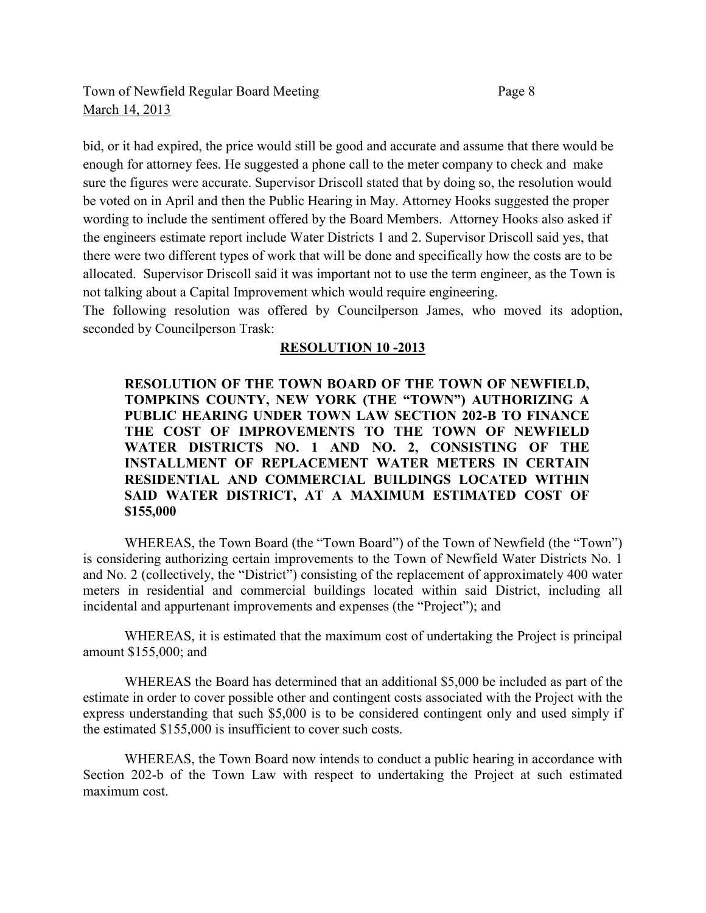bid, or it had expired, the price would still be good and accurate and assume that there would be enough for attorney fees. He suggested a phone call to the meter company to check and make sure the figures were accurate. Supervisor Driscoll stated that by doing so, the resolution would be voted on in April and then the Public Hearing in May. Attorney Hooks suggested the proper wording to include the sentiment offered by the Board Members. Attorney Hooks also asked if the engineers estimate report include Water Districts 1 and 2. Supervisor Driscoll said yes, that there were two different types of work that will be done and specifically how the costs are to be allocated. Supervisor Driscoll said it was important not to use the term engineer, as the Town is not talking about a Capital Improvement which would require engineering.

The following resolution was offered by Councilperson James, who moved its adoption, seconded by Councilperson Trask:

**RESOLUTION 10 -2013**

**RESOLUTION OF THE TOWN BOARD OF THE TOWN OF NEWFIELD, TOMPKINS COUNTY, NEW YORK (THE "TOWN") AUTHORIZING A PUBLIC HEARING UNDER TOWN LAW SECTION 202-B TO FINANCE THE COST OF IMPROVEMENTS TO THE TOWN OF NEWFIELD WATER DISTRICTS NO. 1 AND NO. 2, CONSISTING OF THE INSTALLMENT OF REPLACEMENT WATER METERS IN CERTAIN RESIDENTIAL AND COMMERCIAL BUILDINGS LOCATED WITHIN SAID WATER DISTRICT, AT A MAXIMUM ESTIMATED COST OF $155,000**

WHEREAS, the Town Board (the "Town Board") of the Town of Newfield (the "Town") is considering authorizing certain improvements to the Town of Newfield Water Districts No. 1 and No. 2 (collectively, the "District") consisting of the replacement of approximately 400 water meters in residential and commercial buildings located within said District, including all incidental and appurtenant improvements and expenses (the "Project"); and

WHEREAS, it is estimated that the maximum cost of undertaking the Project is principal amount $155,000; and

WHEREAS the Board has determined that an additional $5,000 be included as part of the estimate in order to cover possible other and contingent costs associated with the Project with the express understanding that such $5,000 is to be considered contingent only and used simply if the estimated $155,000 is insufficient to cover such costs.

WHEREAS, the Town Board now intends to conduct a public hearing in accordance with Section 202-b of the Town Law with respect to undertaking the Project at such estimated maximum cost.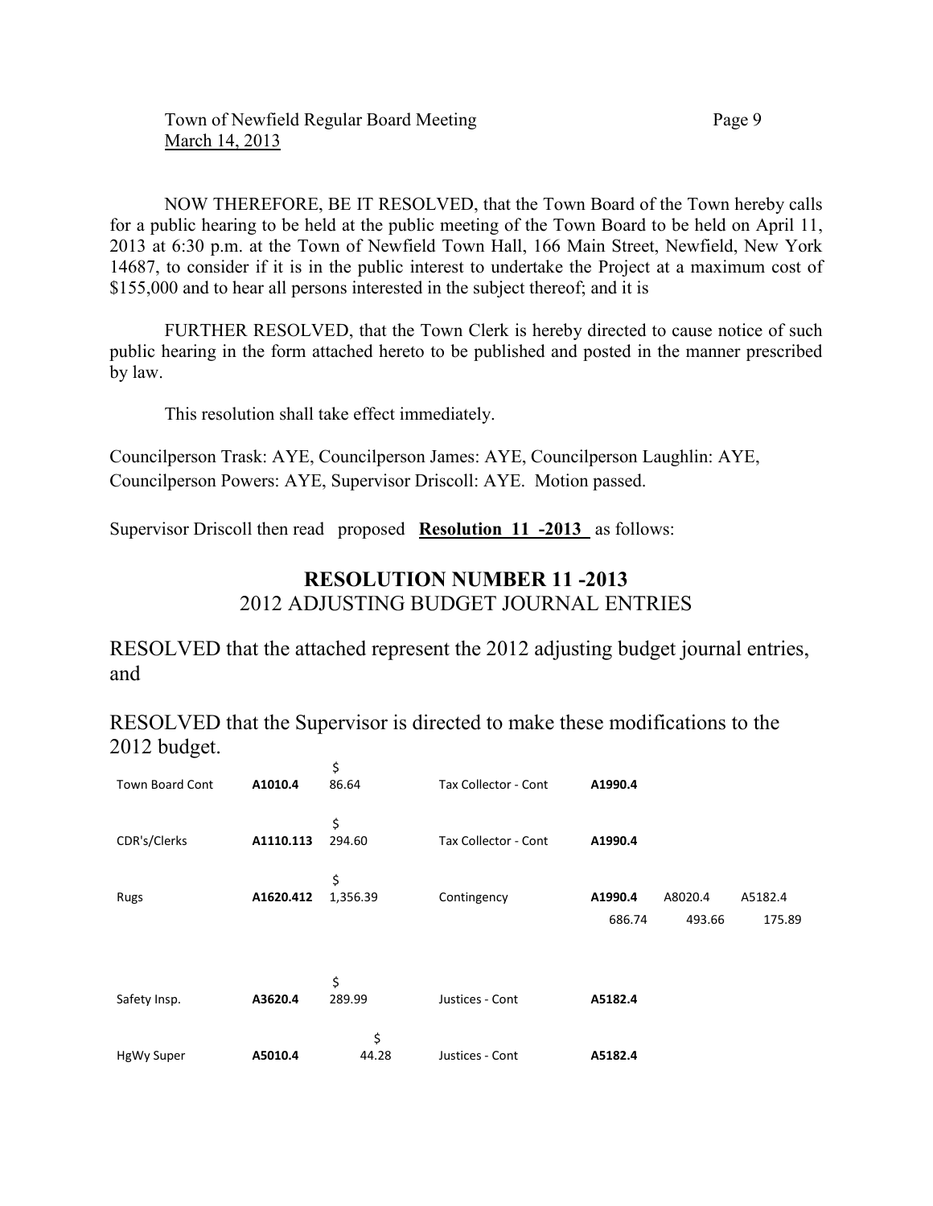NOW THEREFORE, BE IT RESOLVED, that the Town Board of the Town hereby calls for a public hearing to be held at the public meeting of the Town Board to be held on April 11, 2013 at 6:30 p.m. at the Town of Newfield Town Hall, 166 Main Street, Newfield, New York 14687, to consider if it is in the public interest to undertake the Project at a maximum cost of $155,000 and to hear all persons interested in the subject thereof; and it is

FURTHER RESOLVED, that the Town Clerk is hereby directed to cause notice of such public hearing in the form attached hereto to be published and posted in the manner prescribed by law.

This resolution shall take effect immediately.

Councilperson Trask: AYE, Councilperson James: AYE, Councilperson Laughlin: AYE, Councilperson Powers: AYE, Supervisor Driscoll: AYE. Motion passed.

Supervisor Driscoll then read proposed **Resolution 11 -2013** as follows:

## RESOLUTION NUMBER 11 -2013

2012 ADJUSTING BUDGET JOURNAL ENTRIES

RESOLVED that the attached represent the 2012 adjusting budget journal entries, and

RESOLVED that the Supervisor is directed to make these modifications to the 2012 budget.

| | | | | | | |
|---|---|---|---|---|---|---|
| Town Board Cont | **A1010.4** | $ 86.64 | Tax Collector - Cont | **A1990.4** | | |
| CDR's/Clerks | **A1110.113** | $ 294.60 | Tax Collector - Cont | **A1990.4** | | |
| Rugs | **A1620.412** | $ 1,356.39 | Contingency | **A1990.4** | A8020.4 | A5182.4 |
| | | | | 686.74 | 493.66 | 175.89 |
| Safety Insp. | **A3620.4** | $ 289.99 | Justices - Cont | **A5182.4** | | |
| HgWy Super | **A5010.4** | $ 44.28 | Justices - Cont | **A5182.4** | | |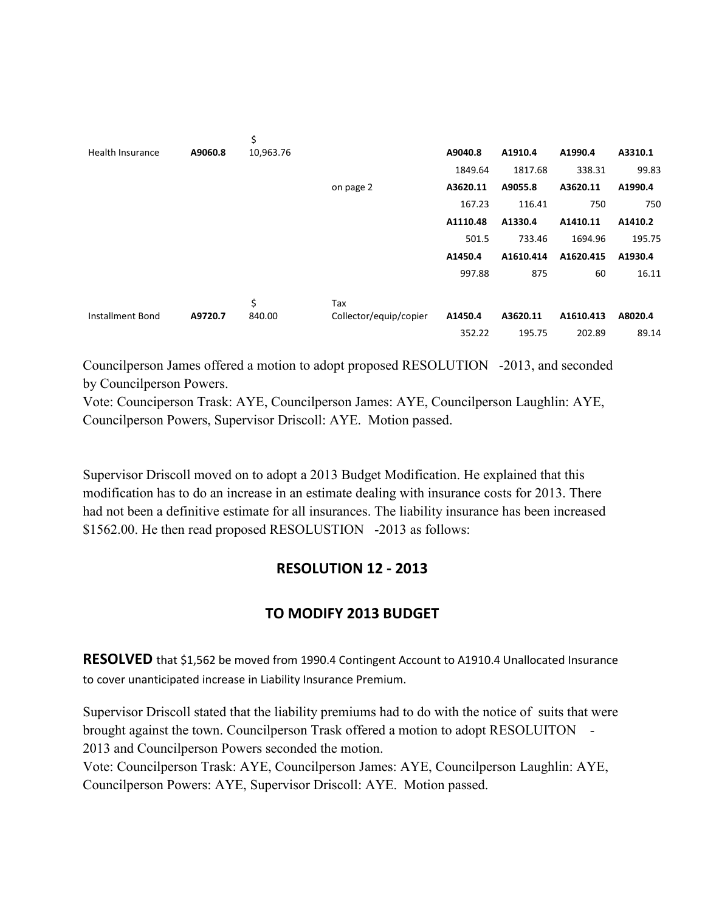| | | | | | | | |
|---|---|---|---|---|---|---|---|
| Health Insurance | **A9060.8** | $ 10,963.76 | | **A9040.8** | **A1910.4** | **A1990.4** | **A3310.1** |
| | | | | 1849.64 | 1817.68 | 338.31 | 99.83 |
| | | | on page 2 | **A3620.11** | **A9055.8** | **A3620.11** | **A1990.4** |
| | | | | 167.23 | 116.41 | 750 | 750 |
| | | | | **A1110.48** | **A1330.4** | **A1410.11** | **A1410.2** |
| | | | | 501.5 | 733.46 | 1694.96 | 195.75 |
| | | | | **A1450.4** | **A1610.414** | **A1620.415** | **A1930.4** |
| | | | | 997.88 | 875 | 60 | 16.11 |
| Installment Bond | **A9720.7** | $ 840.00 | Tax Collector/equip/copier | **A1450.4** | **A3620.11** | **A1610.413** | **A8020.4** |
| | | | | 352.22 | 195.75 | 202.89 | 89.14 |

Councilperson James offered a motion to adopt proposed RESOLUTION -2013, and seconded by Councilperson Powers.
Vote: Counciperson Trask: AYE, Councilperson James: AYE, Councilperson Laughlin: AYE, Councilperson Powers, Supervisor Driscoll: AYE. Motion passed.

Supervisor Driscoll moved on to adopt a 2013 Budget Modification. He explained that this modification has to do an increase in an estimate dealing with insurance costs for 2013. There had not been a definitive estimate for all insurances. The liability insurance has been increased $1562.00. He then read proposed RESOLUSTION -2013 as follows:

## RESOLUTION 12 - 2013

## TO MODIFY 2013 BUDGET

**RESOLVED** that $1,562 be moved from 1990.4 Contingent Account to A1910.4 Unallocated Insurance to cover unanticipated increase in Liability Insurance Premium.

Supervisor Driscoll stated that the liability premiums had to do with the notice of suits that were brought against the town. Councilperson Trask offered a motion to adopt RESOLUITON - 2013 and Councilperson Powers seconded the motion.
Vote: Councilperson Trask: AYE, Councilperson James: AYE, Councilperson Laughlin: AYE, Councilperson Powers: AYE, Supervisor Driscoll: AYE. Motion passed.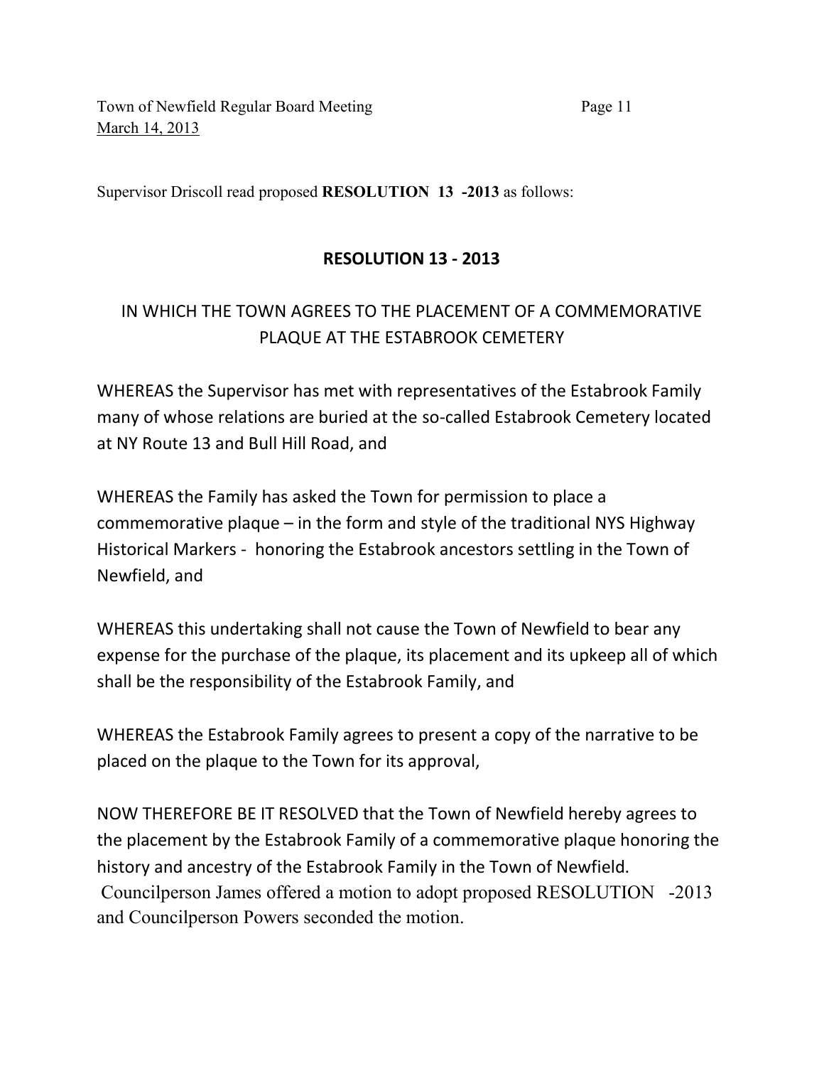Supervisor Driscoll read proposed **RESOLUTION 13 -2013** as follows:

## RESOLUTION 13 - 2013

## IN WHICH THE TOWN AGREES TO THE PLACEMENT OF A COMMEMORATIVE PLAQUE AT THE ESTABROOK CEMETERY

WHEREAS the Supervisor has met with representatives of the Estabrook Family many of whose relations are buried at the so-called Estabrook Cemetery located at NY Route 13 and Bull Hill Road, and

WHEREAS the Family has asked the Town for permission to place a commemorative plaque – in the form and style of the traditional NYS Highway Historical Markers - honoring the Estabrook ancestors settling in the Town of Newfield, and

WHEREAS this undertaking shall not cause the Town of Newfield to bear any expense for the purchase of the plaque, its placement and its upkeep all of which shall be the responsibility of the Estabrook Family, and

WHEREAS the Estabrook Family agrees to present a copy of the narrative to be placed on the plaque to the Town for its approval,

NOW THEREFORE BE IT RESOLVED that the Town of Newfield hereby agrees to the placement by the Estabrook Family of a commemorative plaque honoring the history and ancestry of the Estabrook Family in the Town of Newfield.

Councilperson James offered a motion to adopt proposed RESOLUTION -2013 and Councilperson Powers seconded the motion.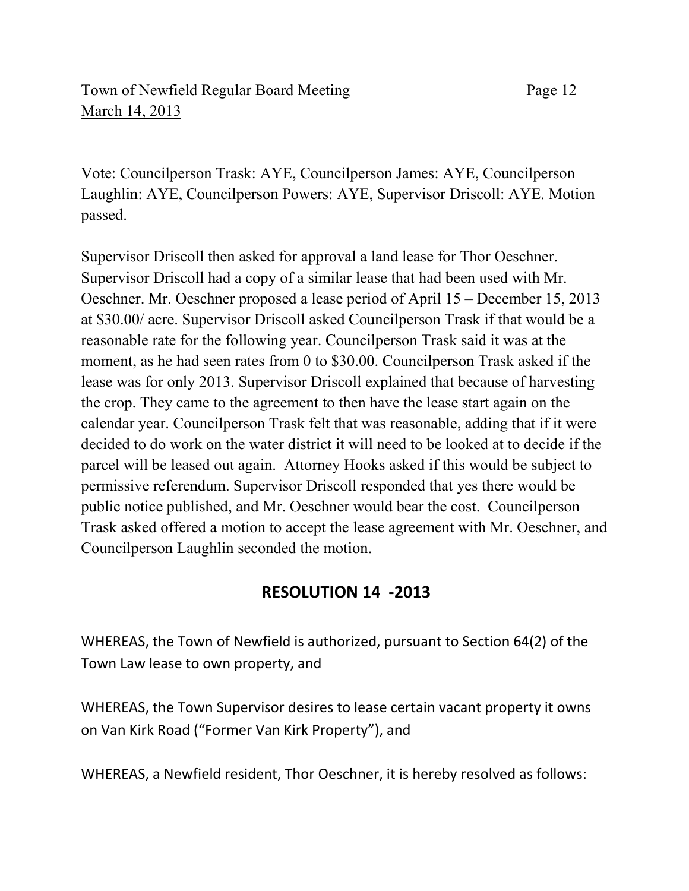Vote: Councilperson Trask: AYE, Councilperson James: AYE, Councilperson Laughlin: AYE, Councilperson Powers: AYE, Supervisor Driscoll: AYE. Motion passed.

Supervisor Driscoll then asked for approval a land lease for Thor Oeschner. Supervisor Driscoll had a copy of a similar lease that had been used with Mr. Oeschner. Mr. Oeschner proposed a lease period of April 15 – December 15, 2013 at $30.00/ acre. Supervisor Driscoll asked Councilperson Trask if that would be a reasonable rate for the following year. Councilperson Trask said it was at the moment, as he had seen rates from 0 to $30.00. Councilperson Trask asked if the lease was for only 2013. Supervisor Driscoll explained that because of harvesting the crop. They came to the agreement to then have the lease start again on the calendar year. Councilperson Trask felt that was reasonable, adding that if it were decided to do work on the water district it will need to be looked at to decide if the parcel will be leased out again. Attorney Hooks asked if this would be subject to permissive referendum. Supervisor Driscoll responded that yes there would be public notice published, and Mr. Oeschner would bear the cost. Councilperson Trask asked offered a motion to accept the lease agreement with Mr. Oeschner, and Councilperson Laughlin seconded the motion.

## RESOLUTION 14 -2013

WHEREAS, the Town of Newfield is authorized, pursuant to Section 64(2) of the Town Law lease to own property, and

WHEREAS, the Town Supervisor desires to lease certain vacant property it owns on Van Kirk Road ("Former Van Kirk Property"), and

WHEREAS, a Newfield resident, Thor Oeschner, it is hereby resolved as follows: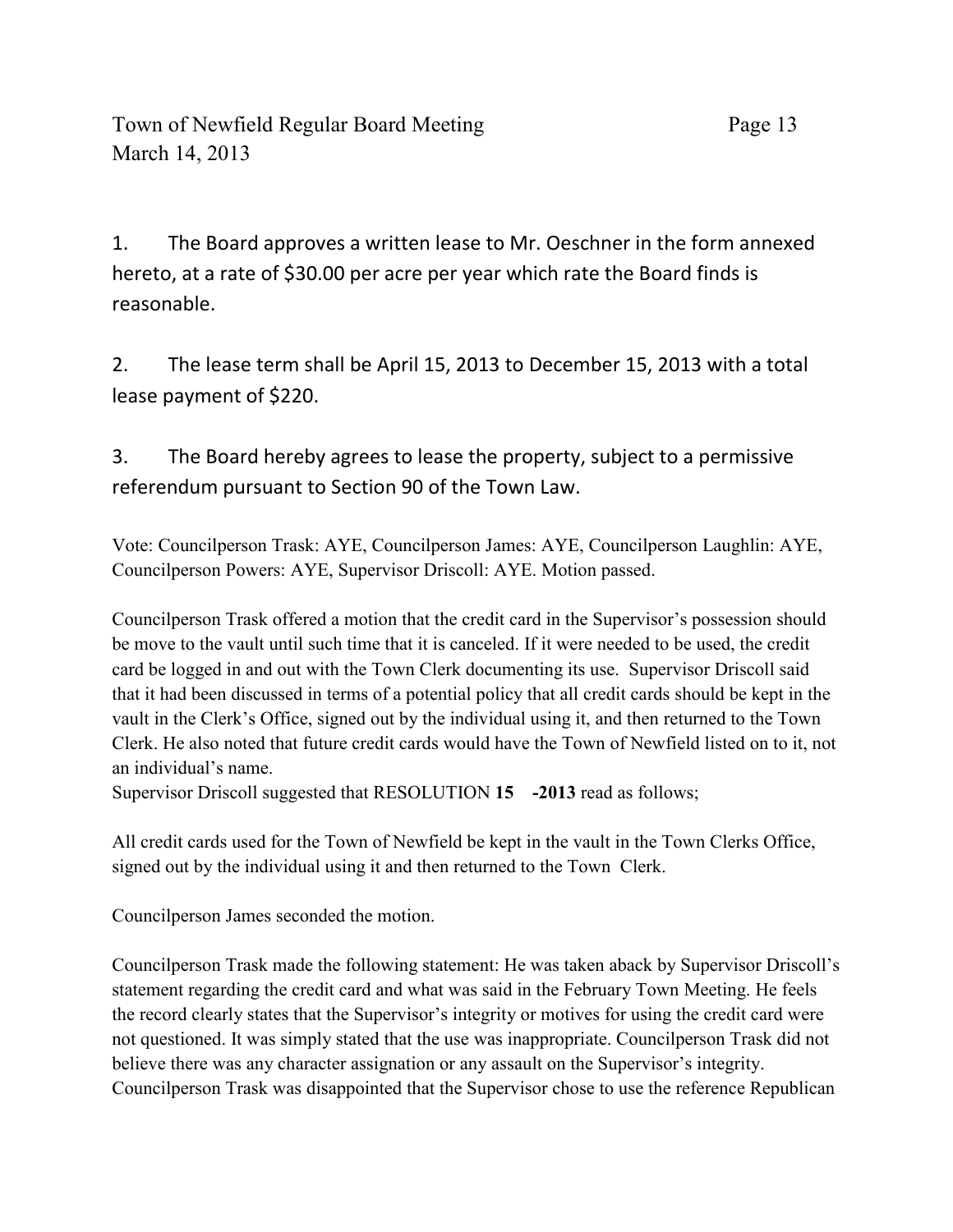1. The Board approves a written lease to Mr. Oeschner in the form annexed hereto, at a rate of $30.00 per acre per year which rate the Board finds is reasonable.

2. The lease term shall be April 15, 2013 to December 15, 2013 with a total lease payment of $220.

3. The Board hereby agrees to lease the property, subject to a permissive referendum pursuant to Section 90 of the Town Law.

Vote: Councilperson Trask: AYE, Councilperson James: AYE, Councilperson Laughlin: AYE, Councilperson Powers: AYE, Supervisor Driscoll: AYE. Motion passed.

Councilperson Trask offered a motion that the credit card in the Supervisor's possession should be move to the vault until such time that it is canceled. If it were needed to be used, the credit card be logged in and out with the Town Clerk documenting its use. Supervisor Driscoll said that it had been discussed in terms of a potential policy that all credit cards should be kept in the vault in the Clerk's Office, signed out by the individual using it, and then returned to the Town Clerk. He also noted that future credit cards would have the Town of Newfield listed on to it, not an individual's name.
Supervisor Driscoll suggested that RESOLUTION **15 -2013** read as follows;

All credit cards used for the Town of Newfield be kept in the vault in the Town Clerks Office, signed out by the individual using it and then returned to the Town Clerk.

Councilperson James seconded the motion.

Councilperson Trask made the following statement: He was taken aback by Supervisor Driscoll's statement regarding the credit card and what was said in the February Town Meeting. He feels the record clearly states that the Supervisor's integrity or motives for using the credit card were not questioned. It was simply stated that the use was inappropriate. Councilperson Trask did not believe there was any character assignation or any assault on the Supervisor's integrity. Councilperson Trask was disappointed that the Supervisor chose to use the reference Republican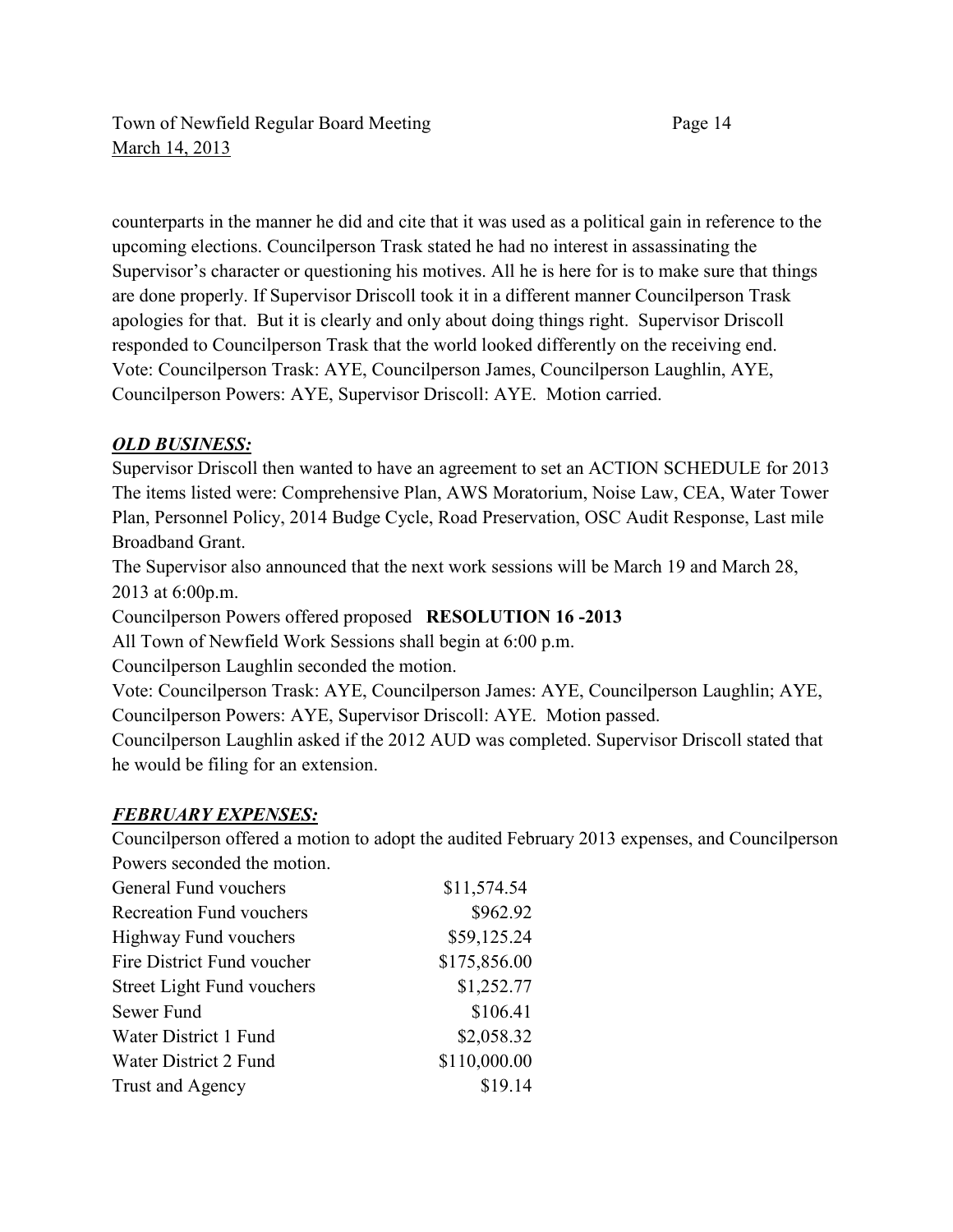counterparts in the manner he did and cite that it was used as a political gain in reference to the upcoming elections. Councilperson Trask stated he had no interest in assassinating the Supervisor's character or questioning his motives. All he is here for is to make sure that things are done properly. If Supervisor Driscoll took it in a different manner Councilperson Trask apologies for that. But it is clearly and only about doing things right. Supervisor Driscoll responded to Councilperson Trask that the world looked differently on the receiving end. Vote: Councilperson Trask: AYE, Councilperson James, Councilperson Laughlin, AYE, Councilperson Powers: AYE, Supervisor Driscoll: AYE. Motion carried.

## ***OLD BUSINESS:***

Supervisor Driscoll then wanted to have an agreement to set an ACTION SCHEDULE for 2013 The items listed were: Comprehensive Plan, AWS Moratorium, Noise Law, CEA, Water Tower Plan, Personnel Policy, 2014 Budge Cycle, Road Preservation, OSC Audit Response, Last mile Broadband Grant.

The Supervisor also announced that the next work sessions will be March 19 and March 28, 2013 at 6:00p.m.

Councilperson Powers offered proposed **RESOLUTION 16 -2013**

All Town of Newfield Work Sessions shall begin at 6:00 p.m.

Councilperson Laughlin seconded the motion.

Vote: Councilperson Trask: AYE, Councilperson James: AYE, Councilperson Laughlin; AYE, Councilperson Powers: AYE, Supervisor Driscoll: AYE. Motion passed.

Councilperson Laughlin asked if the 2012 AUD was completed. Supervisor Driscoll stated that he would be filing for an extension.

## ***FEBRUARY EXPENSES:***

Councilperson offered a motion to adopt the audited February 2013 expenses, and Councilperson Powers seconded the motion.

| | |
|---|---:|
| General Fund vouchers | $11,574.54 |
| Recreation Fund vouchers | $962.92 |
| Highway Fund vouchers | $59,125.24 |
| Fire District Fund voucher | $175,856.00 |
| Street Light Fund vouchers | $1,252.77 |
| Sewer Fund | $106.41 |
| Water District 1 Fund | $2,058.32 |
| Water District 2 Fund | $110,000.00 |
| Trust and Agency | $19.14 |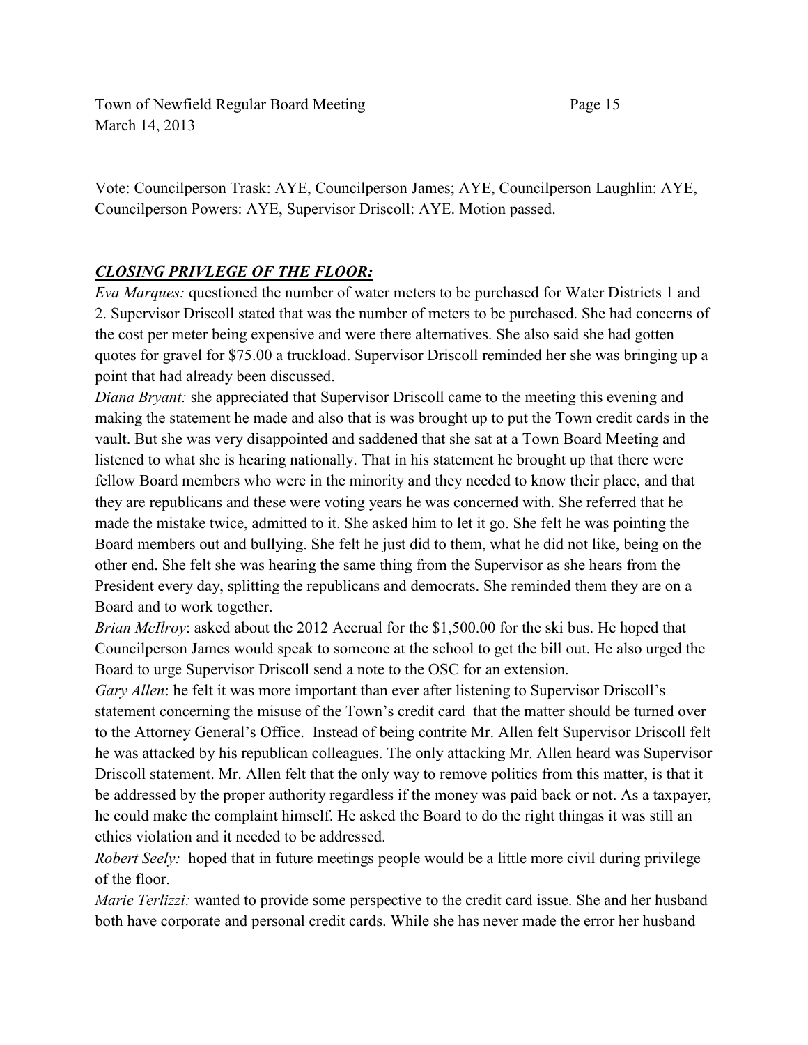Vote: Councilperson Trask: AYE, Councilperson James; AYE, Councilperson Laughlin: AYE, Councilperson Powers: AYE, Supervisor Driscoll: AYE. Motion passed.

## ***CLOSING PRIVLEGE OF THE FLOOR:***

*Eva Marques:* questioned the number of water meters to be purchased for Water Districts 1 and 2. Supervisor Driscoll stated that was the number of meters to be purchased. She had concerns of the cost per meter being expensive and were there alternatives. She also said she had gotten quotes for gravel for $75.00 a truckload. Supervisor Driscoll reminded her she was bringing up a point that had already been discussed.

*Diana Bryant:* she appreciated that Supervisor Driscoll came to the meeting this evening and making the statement he made and also that is was brought up to put the Town credit cards in the vault. But she was very disappointed and saddened that she sat at a Town Board Meeting and listened to what she is hearing nationally. That in his statement he brought up that there were fellow Board members who were in the minority and they needed to know their place, and that they are republicans and these were voting years he was concerned with. She referred that he made the mistake twice, admitted to it. She asked him to let it go. She felt he was pointing the Board members out and bullying. She felt he just did to them, what he did not like, being on the other end. She felt she was hearing the same thing from the Supervisor as she hears from the President every day, splitting the republicans and democrats. She reminded them they are on a Board and to work together.

*Brian McIlroy*: asked about the 2012 Accrual for the $1,500.00 for the ski bus. He hoped that Councilperson James would speak to someone at the school to get the bill out. He also urged the Board to urge Supervisor Driscoll send a note to the OSC for an extension.

*Gary Allen*: he felt it was more important than ever after listening to Supervisor Driscoll's statement concerning the misuse of the Town's credit card that the matter should be turned over to the Attorney General's Office. Instead of being contrite Mr. Allen felt Supervisor Driscoll felt he was attacked by his republican colleagues. The only attacking Mr. Allen heard was Supervisor Driscoll statement. Mr. Allen felt that the only way to remove politics from this matter, is that it be addressed by the proper authority regardless if the money was paid back or not. As a taxpayer, he could make the complaint himself. He asked the Board to do the right thingas it was still an ethics violation and it needed to be addressed.

*Robert Seely:* hoped that in future meetings people would be a little more civil during privilege of the floor.

*Marie Terlizzi:* wanted to provide some perspective to the credit card issue. She and her husband both have corporate and personal credit cards. While she has never made the error her husband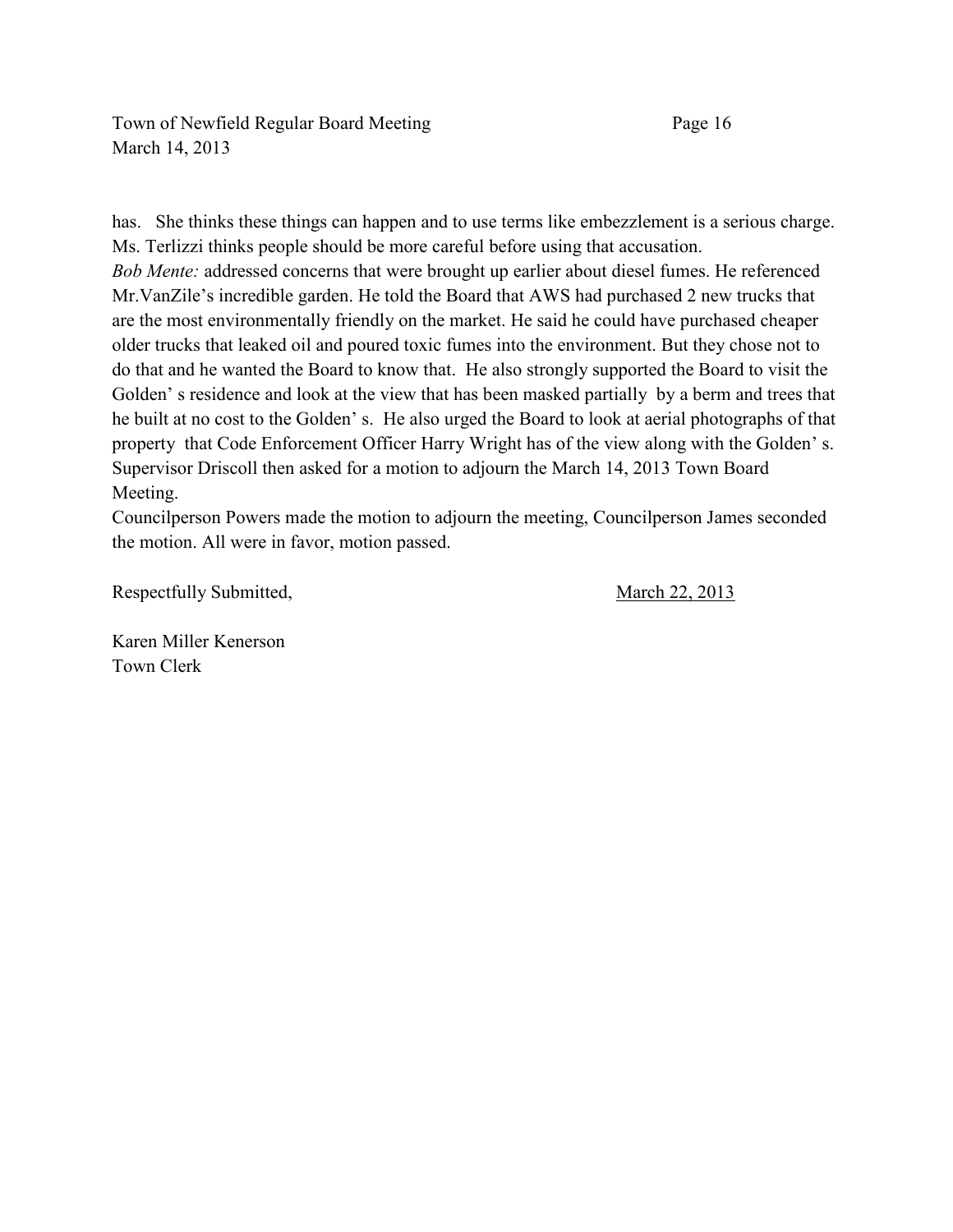has. She thinks these things can happen and to use terms like embezzlement is a serious charge. Ms. Terlizzi thinks people should be more careful before using that accusation.

*Bob Mente:* addressed concerns that were brought up earlier about diesel fumes. He referenced Mr.VanZile's incredible garden. He told the Board that AWS had purchased 2 new trucks that are the most environmentally friendly on the market. He said he could have purchased cheaper older trucks that leaked oil and poured toxic fumes into the environment. But they chose not to do that and he wanted the Board to know that. He also strongly supported the Board to visit the Golden' s residence and look at the view that has been masked partially by a berm and trees that he built at no cost to the Golden' s. He also urged the Board to look at aerial photographs of that property that Code Enforcement Officer Harry Wright has of the view along with the Golden' s.

Supervisor Driscoll then asked for a motion to adjourn the March 14, 2013 Town Board Meeting.

Councilperson Powers made the motion to adjourn the meeting, Councilperson James seconded the motion. All were in favor, motion passed.

Respectfully Submitted, March 22, 2013

Karen Miller Kenerson
Town Clerk